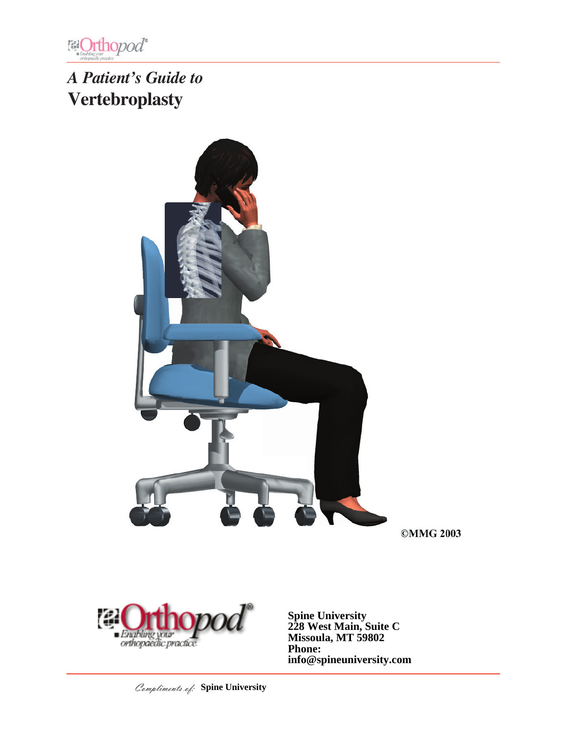*A Patient's Guide to*
# Vertebroplasty

©MMG 2003

**Spine University**
**228 West Main, Suite C**
**Missoula, MT 59802**
**Phone:**
**info@spineuniversity.com**

*Compliments of:* **Spine University**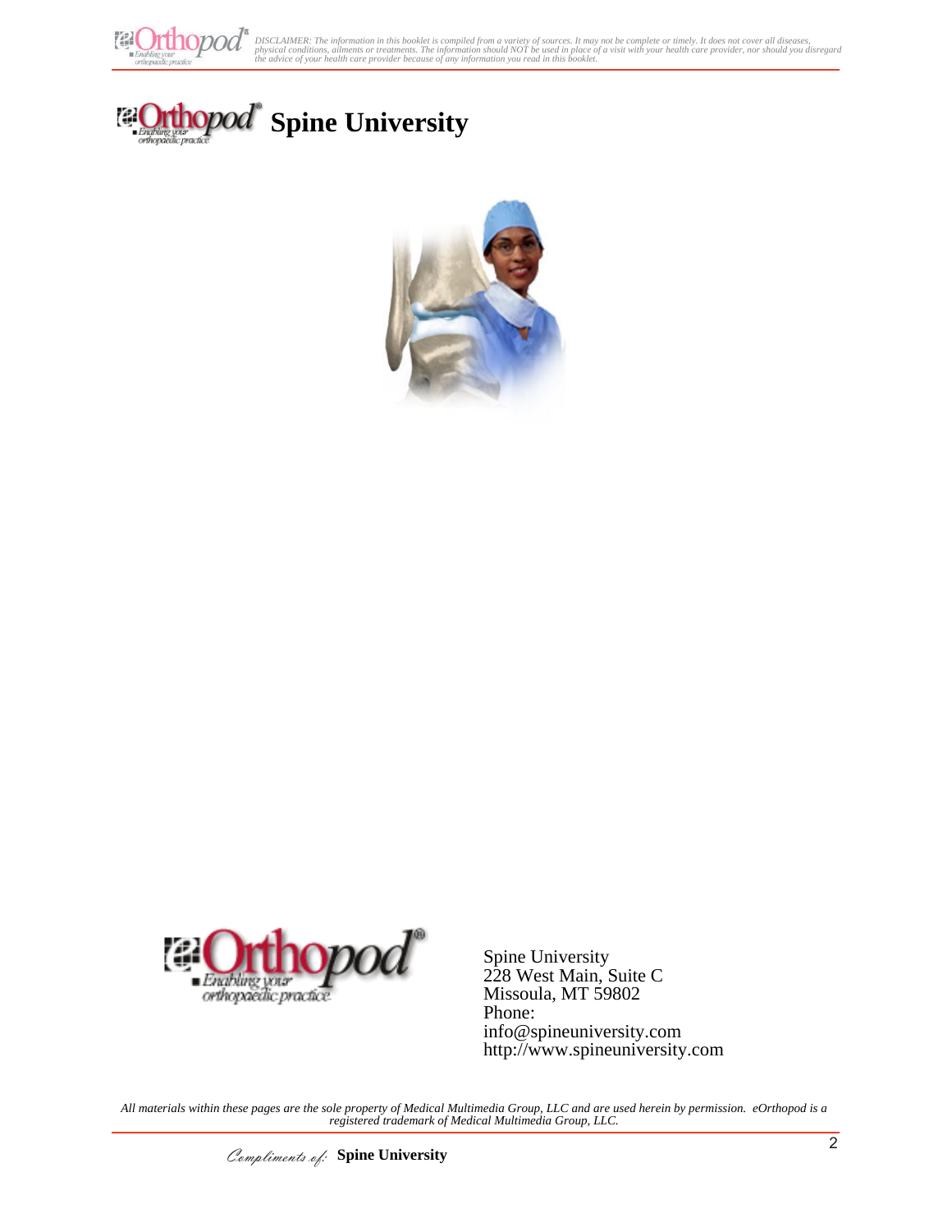# Spine University

Spine University
228 West Main, Suite C
Missoula, MT 59802
Phone:
info@spineuniversity.com
http://www.spineuniversity.com

*All materials within these pages are the sole property of Medical Multimedia Group, LLC and are used herein by permission. eOrthopod is a registered trademark of Medical Multimedia Group, LLC.*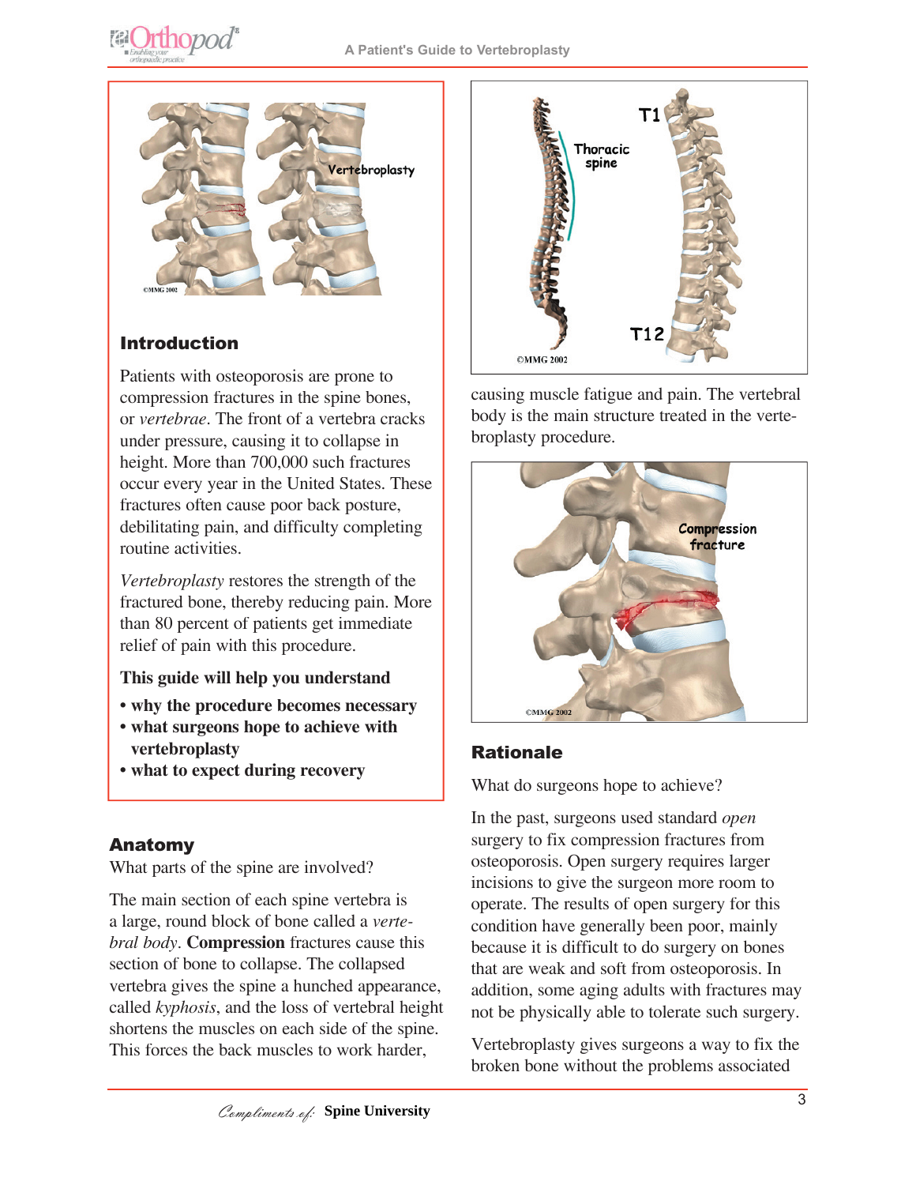## Introduction

Patients with osteoporosis are prone to compression fractures in the spine bones, or *vertebrae*. The front of a vertebra cracks under pressure, causing it to collapse in height. More than 700,000 such fractures occur every year in the United States. These fractures often cause poor back posture, debilitating pain, and difficulty completing routine activities.

*Vertebroplasty* restores the strength of the fractured bone, thereby reducing pain. More than 80 percent of patients get immediate relief of pain with this procedure.

**This guide will help you understand**

- **why the procedure becomes necessary**
- **what surgeons hope to achieve with vertebroplasty**
- **what to expect during recovery**

## Anatomy

What parts of the spine are involved?

The main section of each spine vertebra is a large, round block of bone called a *vertebral body*. **Compression** fractures cause this section of bone to collapse. The collapsed vertebra gives the spine a hunched appearance, called *kyphosis*, and the loss of vertebral height shortens the muscles on each side of the spine. This forces the back muscles to work harder, causing muscle fatigue and pain. The vertebral body is the main structure treated in the vertebroplasty procedure.

## Rationale

What do surgeons hope to achieve?

In the past, surgeons used standard *open* surgery to fix compression fractures from osteoporosis. Open surgery requires larger incisions to give the surgeon more room to operate. The results of open surgery for this condition have generally been poor, mainly because it is difficult to do surgery on bones that are weak and soft from osteoporosis. In addition, some aging adults with fractures may not be physically able to tolerate such surgery.

Vertebroplasty gives surgeons a way to fix the broken bone without the problems associated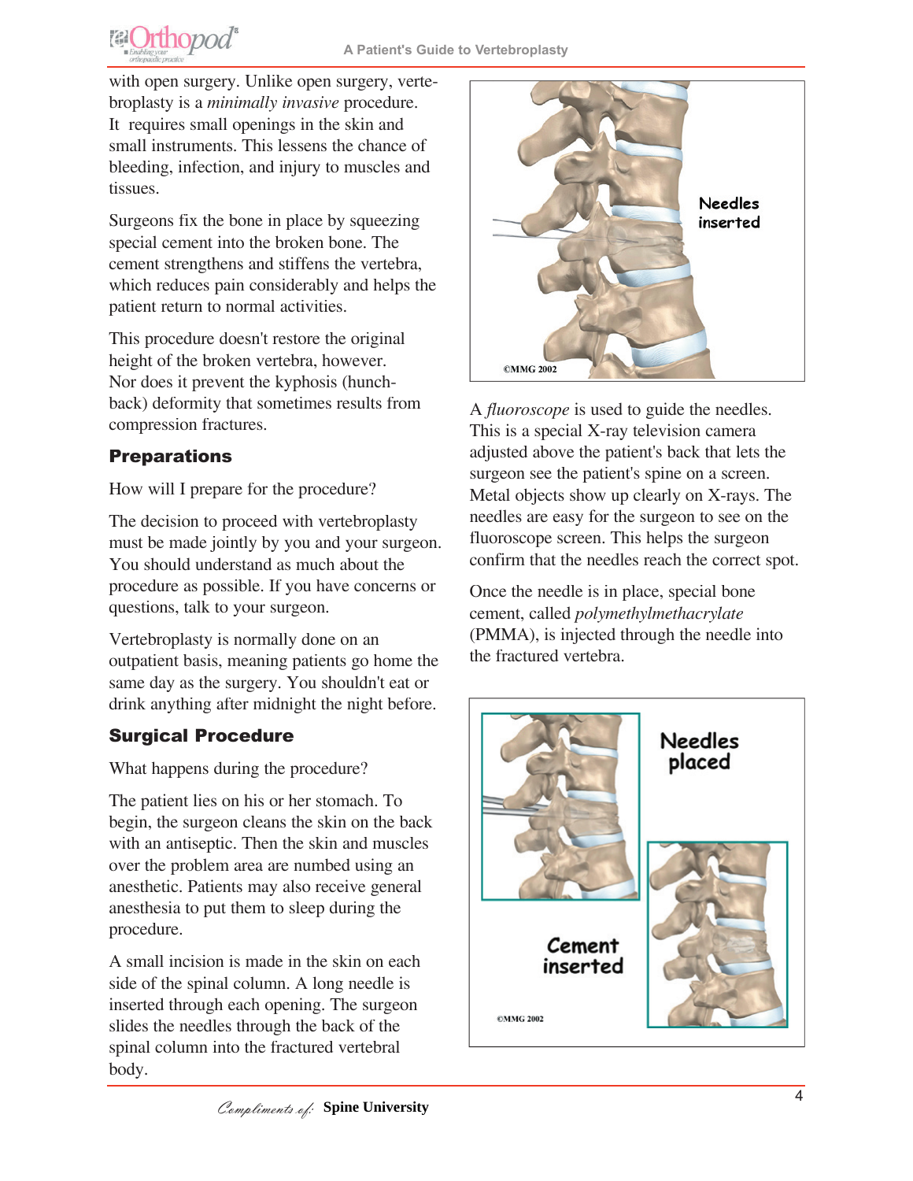with open surgery. Unlike open surgery, vertebroplasty is a *minimally invasive* procedure. It requires small openings in the skin and small instruments. This lessens the chance of bleeding, infection, and injury to muscles and tissues.

Surgeons fix the bone in place by squeezing special cement into the broken bone. The cement strengthens and stiffens the vertebra, which reduces pain considerably and helps the patient return to normal activities.

This procedure doesn't restore the original height of the broken vertebra, however. Nor does it prevent the kyphosis (hunchback) deformity that sometimes results from compression fractures.

## Preparations

How will I prepare for the procedure?

The decision to proceed with vertebroplasty must be made jointly by you and your surgeon. You should understand as much about the procedure as possible. If you have concerns or questions, talk to your surgeon.

Vertebroplasty is normally done on an outpatient basis, meaning patients go home the same day as the surgery. You shouldn't eat or drink anything after midnight the night before.

## Surgical Procedure

What happens during the procedure?

The patient lies on his or her stomach. To begin, the surgeon cleans the skin on the back with an antiseptic. Then the skin and muscles over the problem area are numbed using an anesthetic. Patients may also receive general anesthesia to put them to sleep during the procedure.

A small incision is made in the skin on each side of the spinal column. A long needle is inserted through each opening. The surgeon slides the needles through the back of the spinal column into the fractured vertebral body.

Needles inserted

©MMG 2002

A *fluoroscope* is used to guide the needles. This is a special X-ray television camera adjusted above the patient's back that lets the surgeon see the patient's spine on a screen. Metal objects show up clearly on X-rays. The needles are easy for the surgeon to see on the fluoroscope screen. This helps the surgeon confirm that the needles reach the correct spot.

Once the needle is in place, special bone cement, called *polymethylmethacrylate* (PMMA), is injected through the needle into the fractured vertebra.

Needles placed

Cement inserted

©MMG 2002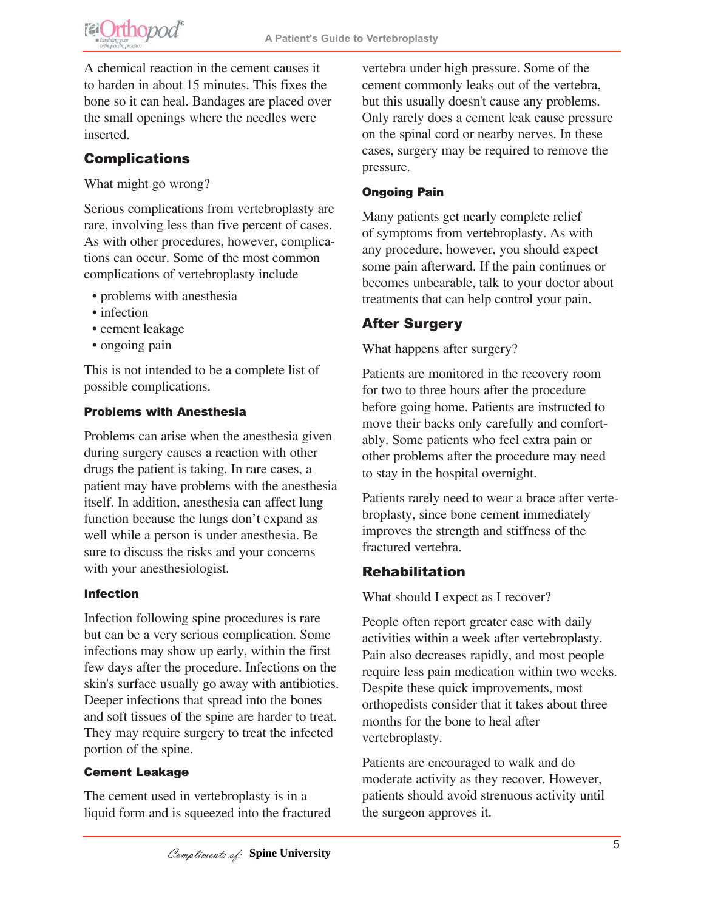A chemical reaction in the cement causes it to harden in about 15 minutes. This fixes the bone so it can heal. Bandages are placed over the small openings where the needles were inserted.

## Complications

What might go wrong?

Serious complications from vertebroplasty are rare, involving less than five percent of cases. As with other procedures, however, complications can occur. Some of the most common complications of vertebroplasty include

- problems with anesthesia
- infection
- cement leakage
- ongoing pain

This is not intended to be a complete list of possible complications.

### Problems with Anesthesia

Problems can arise when the anesthesia given during surgery causes a reaction with other drugs the patient is taking. In rare cases, a patient may have problems with the anesthesia itself. In addition, anesthesia can affect lung function because the lungs don't expand as well while a person is under anesthesia. Be sure to discuss the risks and your concerns with your anesthesiologist.

### Infection

Infection following spine procedures is rare but can be a very serious complication. Some infections may show up early, within the first few days after the procedure. Infections on the skin's surface usually go away with antibiotics. Deeper infections that spread into the bones and soft tissues of the spine are harder to treat. They may require surgery to treat the infected portion of the spine.

### Cement Leakage

The cement used in vertebroplasty is in a liquid form and is squeezed into the fractured vertebra under high pressure. Some of the cement commonly leaks out of the vertebra, but this usually doesn't cause any problems. Only rarely does a cement leak cause pressure on the spinal cord or nearby nerves. In these cases, surgery may be required to remove the pressure.

### Ongoing Pain

Many patients get nearly complete relief of symptoms from vertebroplasty. As with any procedure, however, you should expect some pain afterward. If the pain continues or becomes unbearable, talk to your doctor about treatments that can help control your pain.

## After Surgery

What happens after surgery?

Patients are monitored in the recovery room for two to three hours after the procedure before going home. Patients are instructed to move their backs only carefully and comfortably. Some patients who feel extra pain or other problems after the procedure may need to stay in the hospital overnight.

Patients rarely need to wear a brace after vertebroplasty, since bone cement immediately improves the strength and stiffness of the fractured vertebra.

## Rehabilitation

What should I expect as I recover?

People often report greater ease with daily activities within a week after vertebroplasty. Pain also decreases rapidly, and most people require less pain medication within two weeks. Despite these quick improvements, most orthopedists consider that it takes about three months for the bone to heal after vertebroplasty.

Patients are encouraged to walk and do moderate activity as they recover. However, patients should avoid strenuous activity until the surgeon approves it.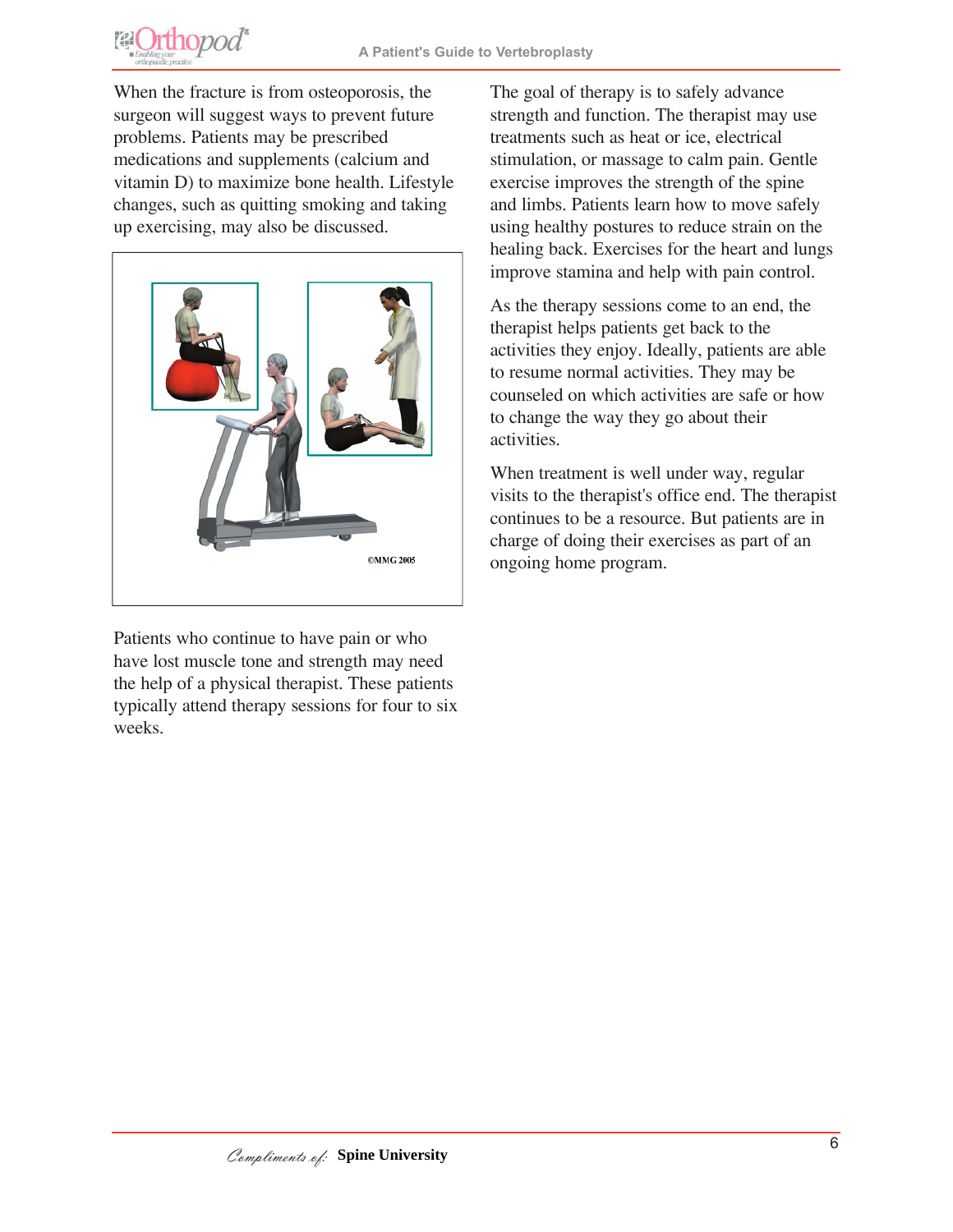When the fracture is from osteoporosis, the surgeon will suggest ways to prevent future problems. Patients may be prescribed medications and supplements (calcium and vitamin D) to maximize bone health. Lifestyle changes, such as quitting smoking and taking up exercising, may also be discussed.

Patients who continue to have pain or who have lost muscle tone and strength may need the help of a physical therapist. These patients typically attend therapy sessions for four to six weeks.

The goal of therapy is to safely advance strength and function. The therapist may use treatments such as heat or ice, electrical stimulation, or massage to calm pain. Gentle exercise improves the strength of the spine and limbs. Patients learn how to move safely using healthy postures to reduce strain on the healing back. Exercises for the heart and lungs improve stamina and help with pain control.

As the therapy sessions come to an end, the therapist helps patients get back to the activities they enjoy. Ideally, patients are able to resume normal activities. They may be counseled on which activities are safe or how to change the way they go about their activities.

When treatment is well under way, regular visits to the therapist's office end. The therapist continues to be a resource. But patients are in charge of doing their exercises as part of an ongoing home program.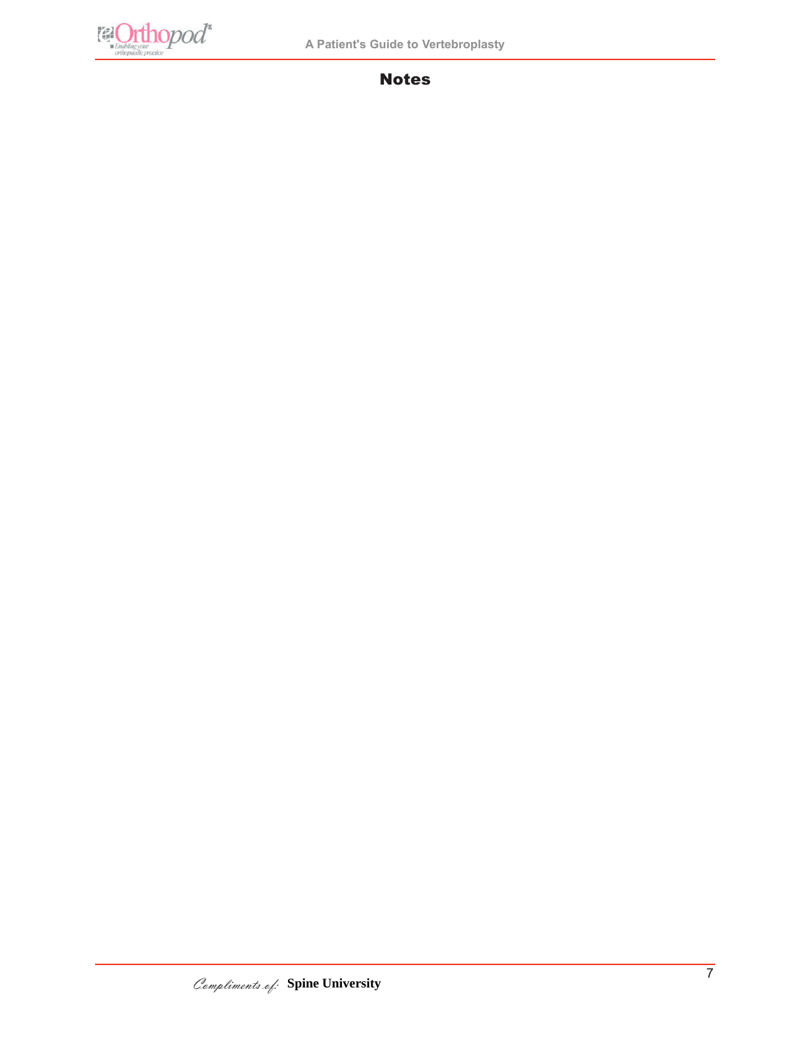## Notes